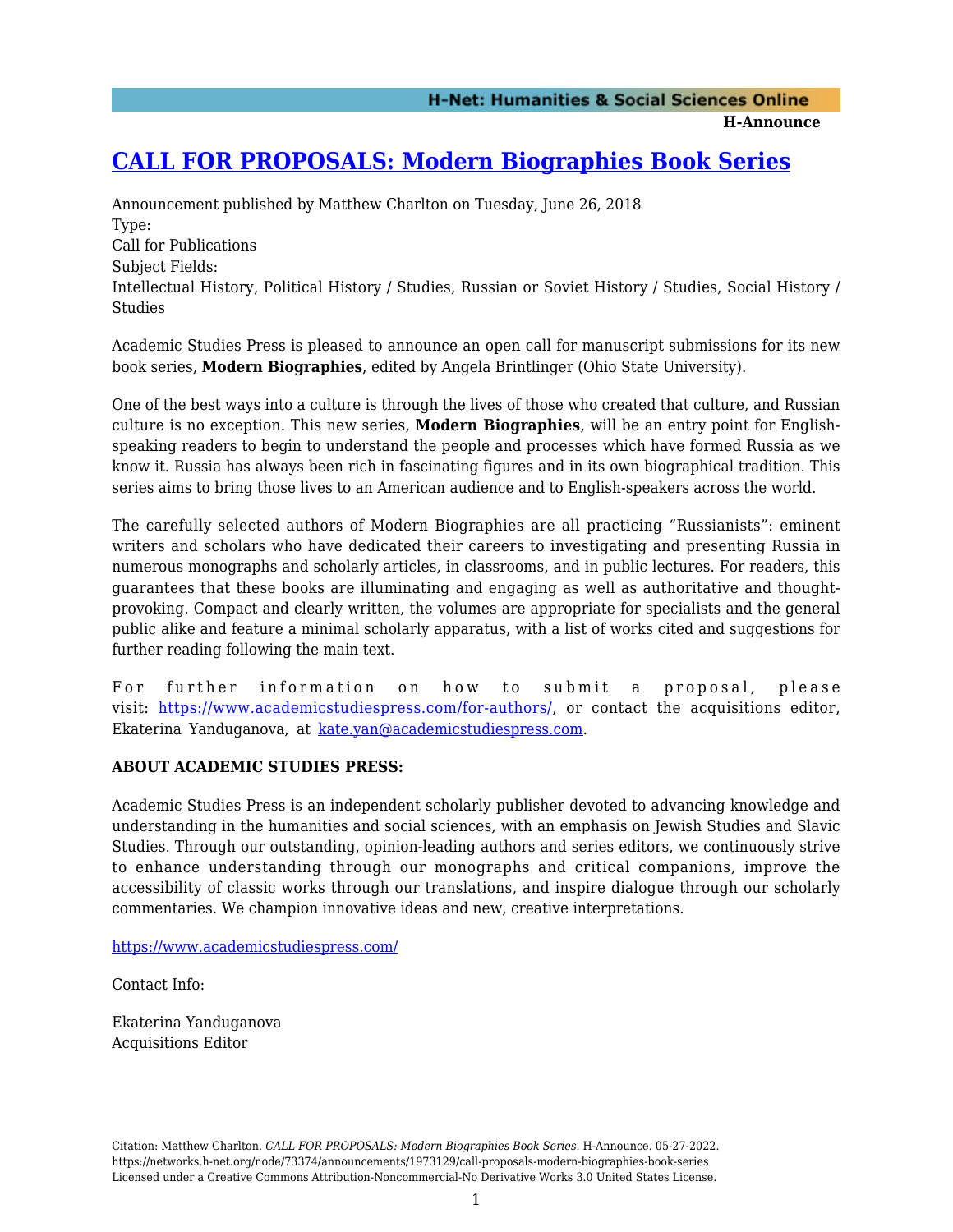# [CALL FOR PROPOSALS: Modern Biographies Book Series](https://networks.h-net.org/node/73374/announcements/1973129/call-proposals-modern-biographies-book-series)

Announcement published by Matthew Charlton on Tuesday, June 26, 2018

Type:

Call for Publications

Subject Fields:

Intellectual History, Political History / Studies, Russian or Soviet History / Studies, Social History / Studies

Academic Studies Press is pleased to announce an open call for manuscript submissions for its new book series, **Modern Biographies**, edited by Angela Brintlinger (Ohio State University).

One of the best ways into a culture is through the lives of those who created that culture, and Russian culture is no exception. This new series, **Modern Biographies**, will be an entry point for English-speaking readers to begin to understand the people and processes which have formed Russia as we know it. Russia has always been rich in fascinating figures and in its own biographical tradition. This series aims to bring those lives to an American audience and to English-speakers across the world.

The carefully selected authors of Modern Biographies are all practicing "Russianists": eminent writers and scholars who have dedicated their careers to investigating and presenting Russia in numerous monographs and scholarly articles, in classrooms, and in public lectures. For readers, this guarantees that these books are illuminating and engaging as well as authoritative and thought-provoking. Compact and clearly written, the volumes are appropriate for specialists and the general public alike and feature a minimal scholarly apparatus, with a list of works cited and suggestions for further reading following the main text.

For further information on how to submit a proposal, please visit: [https://www.academicstudiespress.com/for-authors/](https://www.academicstudiespress.com/for-authors/), or contact the acquisitions editor, Ekaterina Yanduganova, at [kate.yan@academicstudiespress.com](mailto:kate.yan@academicstudiespress.com).

**ABOUT ACADEMIC STUDIES PRESS:**

Academic Studies Press is an independent scholarly publisher devoted to advancing knowledge and understanding in the humanities and social sciences, with an emphasis on Jewish Studies and Slavic Studies. Through our outstanding, opinion-leading authors and series editors, we continuously strive to enhance understanding through our monographs and critical companions, improve the accessibility of classic works through our translations, and inspire dialogue through our scholarly commentaries. We champion innovative ideas and new, creative interpretations.

[https://www.academicstudiespress.com/](https://www.academicstudiespress.com/)

Contact Info:

Ekaterina Yanduganova
Acquisitions Editor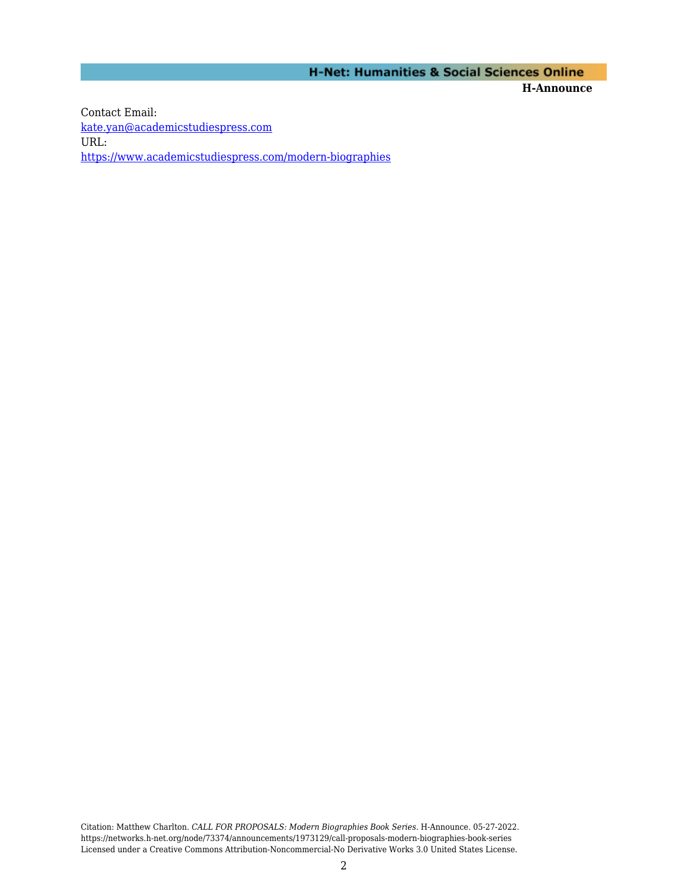Contact Email:
[kate.yan@academicstudiespress.com](mailto:kate.yan@academicstudiespress.com)
URL:
[https://www.academicstudiespress.com/modern-biographies](https://www.academicstudiespress.com/modern-biographies)